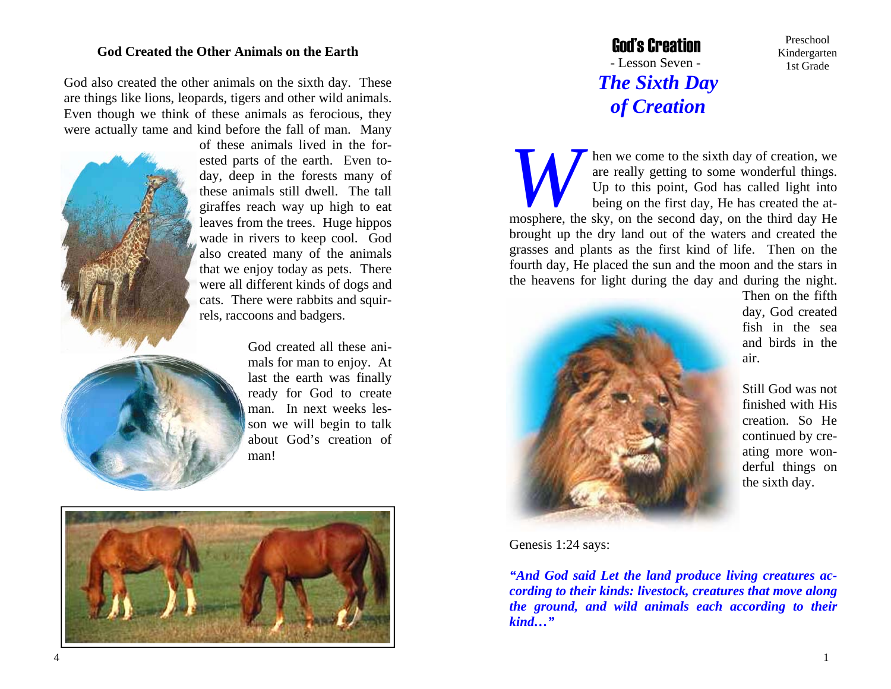# God's Creation

- Lesson Seven -

## *The Sixth Day of Creation*

Preschool
Kindergarten
1st Grade

When we come to the sixth day of creation, we are really getting to some wonderful things. Up to this point, God has called light into being on the first day, He has created the atmosphere, the sky, on the second day, on the third day He brought up the dry land out of the waters and created the grasses and plants as the first kind of life. Then on the fourth day, He placed the sun and the moon and the stars in the heavens for light during the day and during the night. Then on the fifth day, God created fish in the sea and birds in the air.

Still God was not finished with His creation. So He continued by creating more wonderful things on the sixth day.

Genesis 1:24 says:

***"And God said Let the land produce living creatures according to their kinds: livestock, creatures that move along the ground, and wild animals each according to their kind…"***

### God Created the Other Animals on the Earth

God also created the other animals on the sixth day. These are things like lions, leopards, tigers and other wild animals. Even though we think of these animals as ferocious, they were actually tame and kind before the fall of man. Many of these animals lived in the forested parts of the earth. Even today, deep in the forests many of these animals still dwell. The tall giraffes reach way up high to eat leaves from the trees. Huge hippos wade in rivers to keep cool. God also created many of the animals that we enjoy today as pets. There were all different kinds of dogs and cats. There were rabbits and squirrels, raccoons and badgers.

God created all these animals for man to enjoy. At last the earth was finally ready for God to create man. In next weeks lesson we will begin to talk about God's creation of man!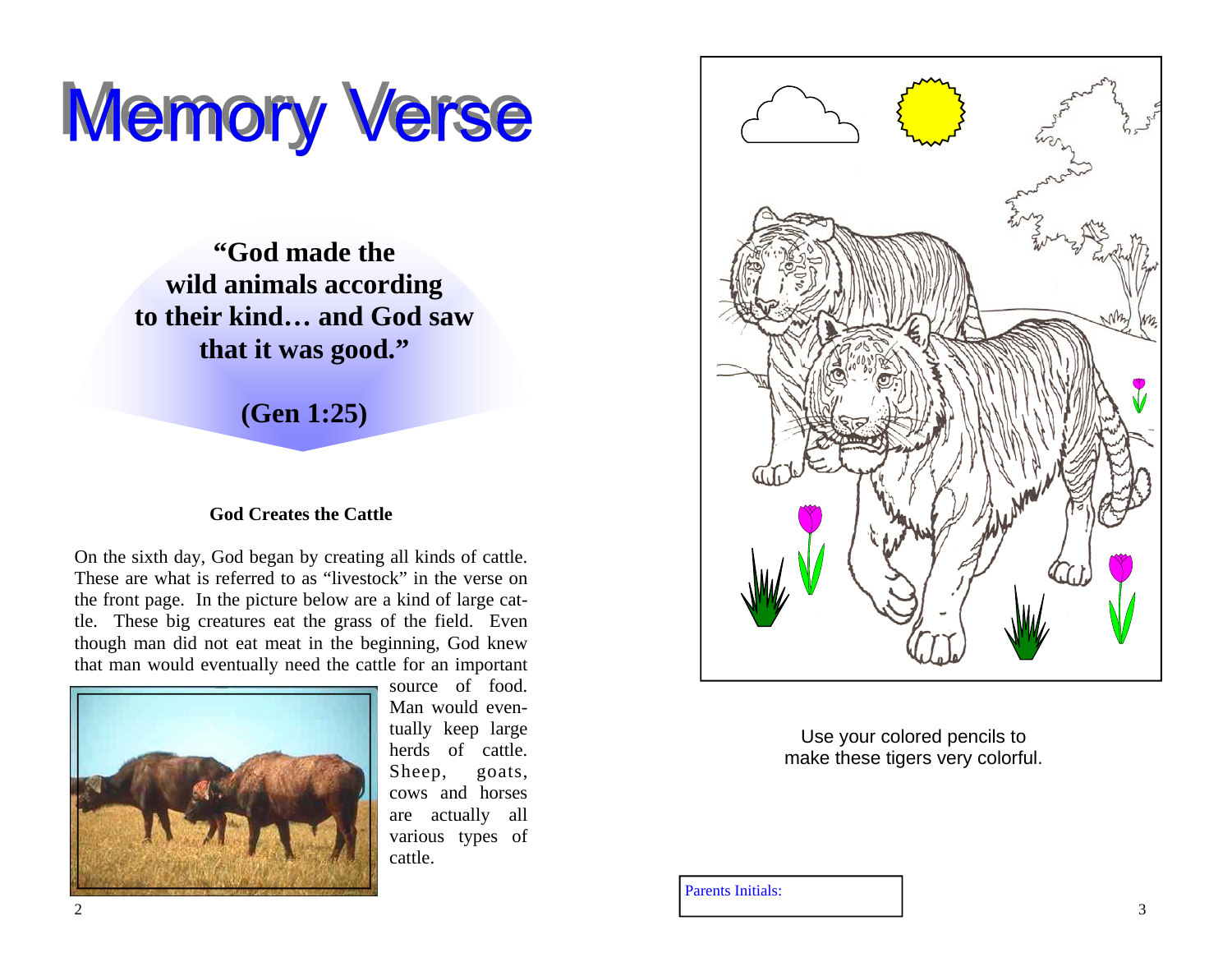# Memory Verse

**"God made the wild animals according to their kind… and God saw that it was good."**

**(Gen 1:25)**

**God Creates the Cattle**

On the sixth day, God began by creating all kinds of cattle. These are what is referred to as "livestock" in the verse on the front page. In the picture below are a kind of large cattle. These big creatures eat the grass of the field. Even though man did not eat meat in the beginning, God knew that man would eventually need the cattle for an important source of food. Man would eventually keep large herds of cattle. Sheep, goats, cows and horses are actually all various types of cattle.

Use your colored pencils to make these tigers very colorful.

Parents Initials: